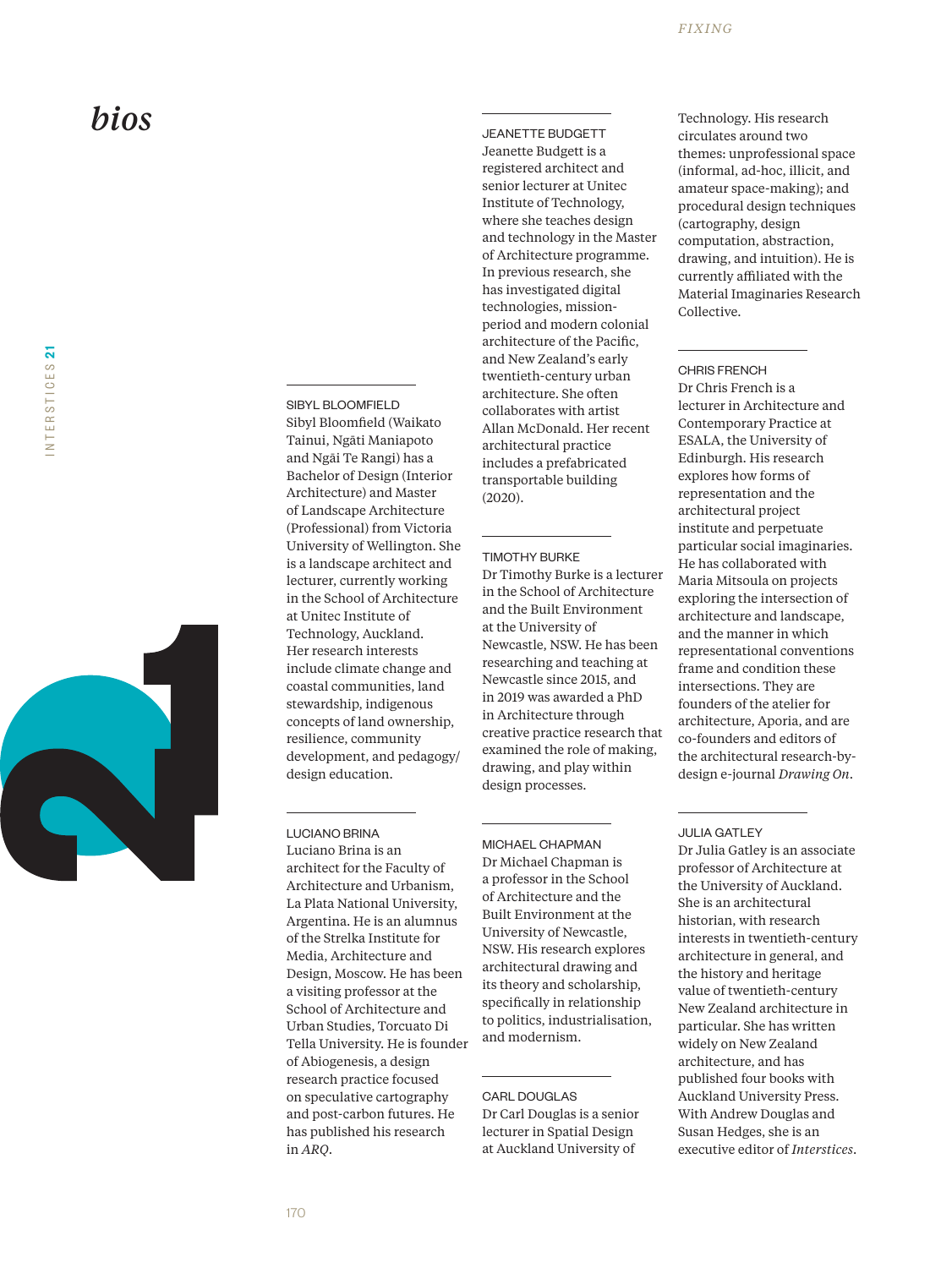# *bios*

### SIBYL BLOOMFIELD

Sibyl Bloomfield (Waikato Tainui, Ngāti Maniapoto and Ngāi Te Rangi) has a Bachelor of Design (Interior Architecture) and Master of Landscape Architecture (Professional) from Victoria University of Wellington. She is a landscape architect and lecturer, currently working in the School of Architecture at Unitec Institute of Technology, Auckland. Her research interests include climate change and coastal communities, land stewardship, indigenous concepts of land ownership, resilience, community development, and pedagogy/design education.

### LUCIANO BRINA

Luciano Brina is an architect for the Faculty of Architecture and Urbanism, La Plata National University, Argentina. He is an alumnus of the Strelka Institute for Media, Architecture and Design, Moscow. He has been a visiting professor at the School of Architecture and Urban Studies, Torcuato Di Tella University. He is founder of Abiogenesis, a design research practice focused on speculative cartography and post-carbon futures. He has published his research in *ARQ*.

### JEANETTE BUDGETT

Jeanette Budgett is a registered architect and senior lecturer at Unitec Institute of Technology, where she teaches design and technology in the Master of Architecture programme. In previous research, she has investigated digital technologies, mission-period and modern colonial architecture of the Pacific, and New Zealand's early twentieth-century urban architecture. She often collaborates with artist Allan McDonald. Her recent architectural practice includes a prefabricated transportable building (2020).

### TIMOTHY BURKE

Dr Timothy Burke is a lecturer in the School of Architecture and the Built Environment at the University of Newcastle, NSW. He has been researching and teaching at Newcastle since 2015, and in 2019 was awarded a PhD in Architecture through creative practice research that examined the role of making, drawing, and play within design processes.

### MICHAEL CHAPMAN

Dr Michael Chapman is a professor in the School of Architecture and the Built Environment at the University of Newcastle, NSW. His research explores architectural drawing and its theory and scholarship, specifically in relationship to politics, industrialisation, and modernism.

### CARL DOUGLAS

Dr Carl Douglas is a senior lecturer in Spatial Design at Auckland University of Technology. His research circulates around two themes: unprofessional space (informal, ad-hoc, illicit, and amateur space-making); and procedural design techniques (cartography, design computation, abstraction, drawing, and intuition). He is currently affiliated with the Material Imaginaries Research Collective.

### CHRIS FRENCH

Dr Chris French is a lecturer in Architecture and Contemporary Practice at ESALA, the University of Edinburgh. His research explores how forms of representation and the architectural project institute and perpetuate particular social imaginaries. He has collaborated with Maria Mitsoula on projects exploring the intersection of architecture and landscape, and the manner in which representational conventions frame and condition these intersections. They are founders of the atelier for architecture, Aporia, and are co-founders and editors of the architectural research-by-design e-journal *Drawing On*.

### JULIA GATLEY

Dr Julia Gatley is an associate professor of Architecture at the University of Auckland. She is an architectural historian, with research interests in twentieth-century architecture in general, and the history and heritage value of twentieth-century New Zealand architecture in particular. She has written widely on New Zealand architecture, and has published four books with Auckland University Press. With Andrew Douglas and Susan Hedges, she is an executive editor of *Interstices*.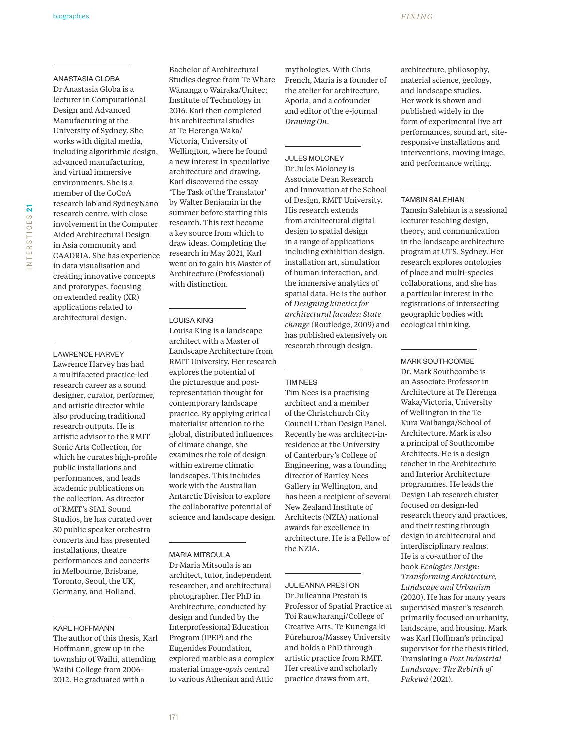### ANASTASIA GLOBA

Dr Anastasia Globa is a lecturer in Computational Design and Advanced Manufacturing at the University of Sydney. She works with digital media, including algorithmic design, advanced manufacturing, and virtual immersive environments. She is a member of the CoCoA research lab and SydneyNano research centre, with close involvement in the Computer Aided Architectural Design in Asia community and CAADRIA. She has experience in data visualisation and creating innovative concepts and prototypes, focusing on extended reality (XR) applications related to architectural design.

### LAWRENCE HARVEY

Lawrence Harvey has had a multifaceted practice-led research career as a sound designer, curator, performer, and artistic director while also producing traditional research outputs. He is artistic advisor to the RMIT Sonic Arts Collection, for which he curates high-profile public installations and performances, and leads academic publications on the collection. As director of RMIT's SIAL Sound Studios, he has curated over 30 public speaker orchestra concerts and has presented installations, theatre performances and concerts in Melbourne, Brisbane, Toronto, Seoul, the UK, Germany, and Holland.

### KARL HOFFMANN

The author of this thesis, Karl Hoffmann, grew up in the township of Waihi, attending Waihi College from 2006-2012. He graduated with a Bachelor of Architectural Studies degree from Te Whare Wānanga o Wairaka/Unitec: Institute of Technology in 2016. Karl then completed his architectural studies at Te Herenga Waka/Victoria, University of Wellington, where he found a new interest in speculative architecture and drawing. Karl discovered the essay 'The Task of the Translator' by Walter Benjamin in the summer before starting this research. This text became a key source from which to draw ideas. Completing the research in May 2021, Karl went on to gain his Master of Architecture (Professional) with distinction.

### LOUISA KING

Louisa King is a landscape architect with a Master of Landscape Architecture from RMIT University. Her research explores the potential of the picturesque and post-representation thought for contemporary landscape practice. By applying critical materialist attention to the global, distributed influences of climate change, she examines the role of design within extreme climatic landscapes. This includes work with the Australian Antarctic Division to explore the collaborative potential of science and landscape design.

### MARIA MITSOULA

Dr Maria Mitsoula is an architect, tutor, independent researcher, and architectural photographer. Her PhD in Architecture, conducted by design and funded by the Interprofessional Education Program (IPEP) and the Eugenides Foundation, explored marble as a complex material image-*opsis* central to various Athenian and Attic mythologies. With Chris French, Maria is a founder of the atelier for architecture, Aporia, and a cofounder and editor of the e-journal *Drawing On*.

### JULES MOLONEY

Dr Jules Moloney is Associate Dean Research and Innovation at the School of Design, RMIT University. His research extends from architectural digital design to spatial design in a range of applications including exhibition design, installation art, simulation of human interaction, and the immersive analytics of spatial data. He is the author of *Designing kinetics for architectural facades: State change* (Routledge, 2009) and has published extensively on research through design.

### TIM NEES

Tim Nees is a practising architect and a member of the Christchurch City Council Urban Design Panel. Recently he was architect-in-residence at the University of Canterbury's College of Engineering, was a founding director of Bartley Nees Gallery in Wellington, and has been a recipient of several New Zealand Institute of Architects (NZIA) national awards for excellence in architecture. He is a Fellow of the NZIA.

### JULIEANNA PRESTON

Dr Julieanna Preston is Professor of Spatial Practice at Toi Rauwharangi/College of Creative Arts, Te Kunenga ki Pūrehuroa/Massey University and holds a PhD through artistic practice from RMIT. Her creative and scholarly practice draws from art, architecture, philosophy, material science, geology, and landscape studies. Her work is shown and published widely in the form of experimental live art performances, sound art, site-responsive installations and interventions, moving image, and performance writing.

### TAMSIN SALEHIAN

Tamsin Salehian is a sessional lecturer teaching design, theory, and communication in the landscape architecture program at UTS, Sydney. Her research explores ontologies of place and multi-species collaborations, and she has a particular interest in the registrations of intersecting geographic bodies with ecological thinking.

### MARK SOUTHCOMBE

Dr. Mark Southcombe is an Associate Professor in Architecture at Te Herenga Waka/Victoria, University of Wellington in the Te Kura Waihanga/School of Architecture. Mark is also a principal of Southcombe Architects. He is a design teacher in the Architecture and Interior Architecture programmes. He leads the Design Lab research cluster focused on design-led research theory and practices, and their testing through design in architectural and interdisciplinary realms. He is a co-author of the book *Ecologies Design: Transforming Architecture, Landscape and Urbanism* (2020). He has for many years supervised master's research primarily focused on urbanity, landscape, and housing. Mark was Karl Hoffman's principal supervisor for the thesis titled, Translating a *Post Industrial Landscape: The Rebirth of Pukewā* (2021).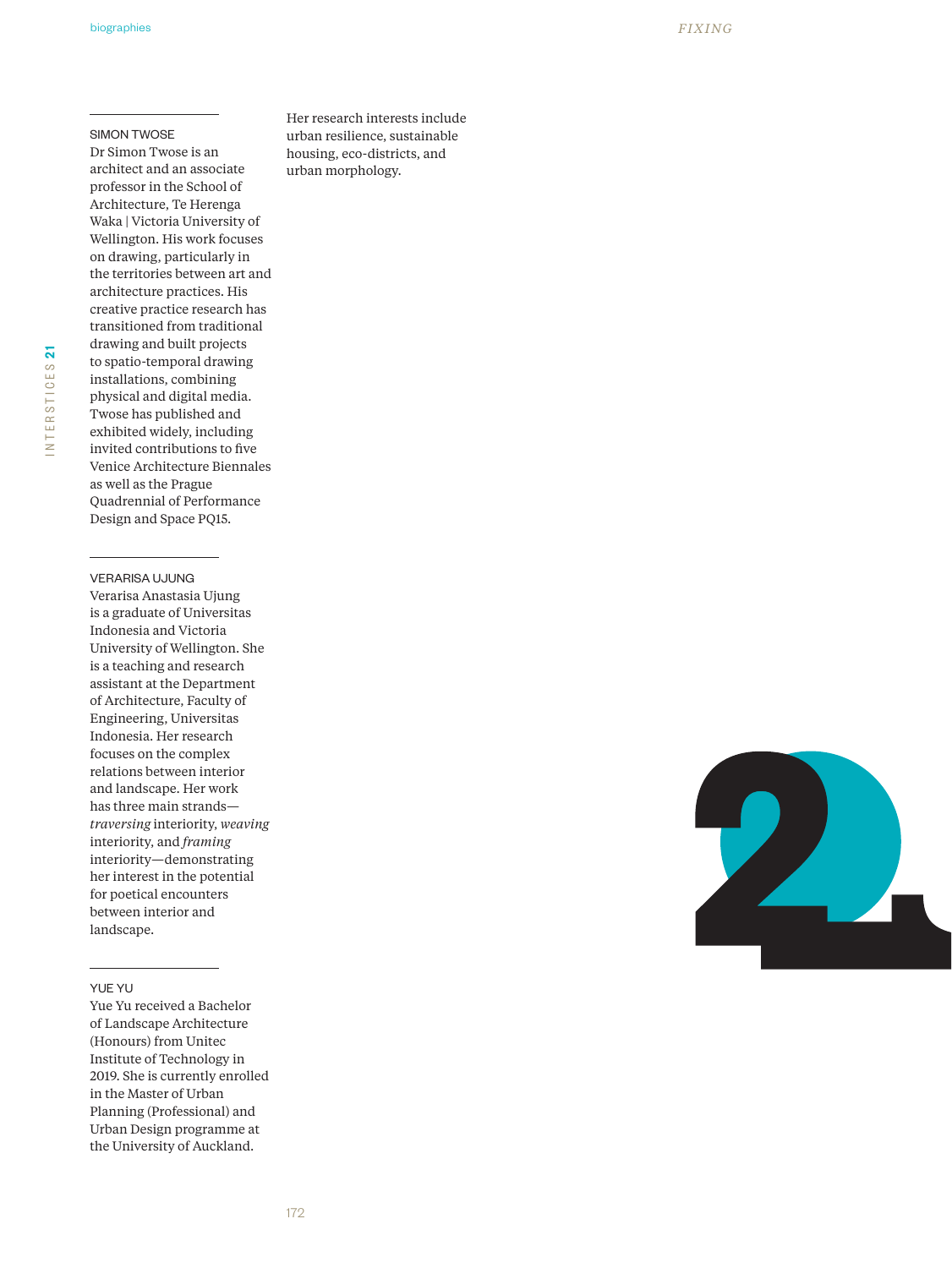Her research interests include urban resilience, sustainable housing, eco-districts, and urban morphology.

### SIMON TWOSE

Dr Simon Twose is an architect and an associate professor in the School of Architecture, Te Herenga Waka | Victoria University of Wellington. His work focuses on drawing, particularly in the territories between art and architecture practices. His creative practice research has transitioned from traditional drawing and built projects to spatio-temporal drawing installations, combining physical and digital media. Twose has published and exhibited widely, including invited contributions to five Venice Architecture Biennales as well as the Prague Quadrennial of Performance Design and Space PQ15.

### VERARISA UJUNG

Verarisa Anastasia Ujung is a graduate of Universitas Indonesia and Victoria University of Wellington. She is a teaching and research assistant at the Department of Architecture, Faculty of Engineering, Universitas Indonesia. Her research focuses on the complex relations between interior and landscape. Her work has three main strands—*traversing* interiority, *weaving* interiority, and *framing* interiority—demonstrating her interest in the potential for poetical encounters between interior and landscape.

### YUE YU

Yue Yu received a Bachelor of Landscape Architecture (Honours) from Unitec Institute of Technology in 2019. She is currently enrolled in the Master of Urban Planning (Professional) and Urban Design programme at the University of Auckland.